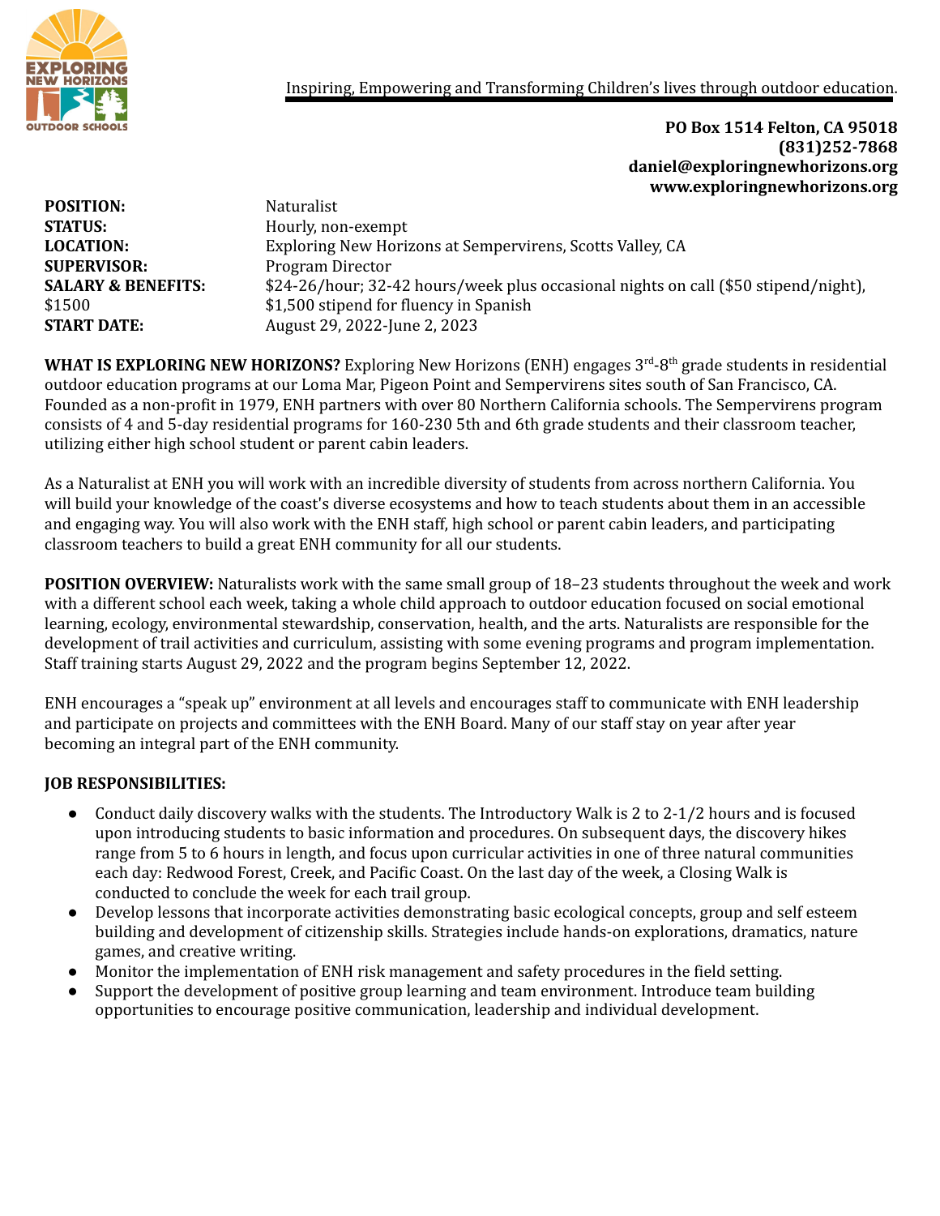Inspiring, Empowering and Transforming Children's lives through outdoor education.

**PO Box 1514 Felton, CA 95018**
**(831)252-7868**
**daniel@exploringnewhorizons.org**
**www.exploringnewhorizons.org**

**POSITION:** Naturalist
**STATUS:** Hourly, non-exempt
**LOCATION:** Exploring New Horizons at Sempervirens, Scotts Valley, CA
**SUPERVISOR:** Program Director
**SALARY & BENEFITS:** $24-26/hour; 32-42 hours/week plus occasional nights on call ($50 stipend/night),
$1500 $1,500 stipend for fluency in Spanish
**START DATE:** August 29, 2022-June 2, 2023

**WHAT IS EXPLORING NEW HORIZONS?** Exploring New Horizons (ENH) engages 3rd-8th grade students in residential outdoor education programs at our Loma Mar, Pigeon Point and Sempervirens sites south of San Francisco, CA. Founded as a non-profit in 1979, ENH partners with over 80 Northern California schools. The Sempervirens program consists of 4 and 5-day residential programs for 160-230 5th and 6th grade students and their classroom teacher, utilizing either high school student or parent cabin leaders.

As a Naturalist at ENH you will work with an incredible diversity of students from across northern California. You will build your knowledge of the coast's diverse ecosystems and how to teach students about them in an accessible and engaging way. You will also work with the ENH staff, high school or parent cabin leaders, and participating classroom teachers to build a great ENH community for all our students.

**POSITION OVERVIEW:** Naturalists work with the same small group of 18–23 students throughout the week and work with a different school each week, taking a whole child approach to outdoor education focused on social emotional learning, ecology, environmental stewardship, conservation, health, and the arts. Naturalists are responsible for the development of trail activities and curriculum, assisting with some evening programs and program implementation. Staff training starts August 29, 2022 and the program begins September 12, 2022.

ENH encourages a "speak up" environment at all levels and encourages staff to communicate with ENH leadership and participate on projects and committees with the ENH Board. Many of our staff stay on year after year becoming an integral part of the ENH community.

**JOB RESPONSIBILITIES:**

- Conduct daily discovery walks with the students. The Introductory Walk is 2 to 2-1/2 hours and is focused upon introducing students to basic information and procedures. On subsequent days, the discovery hikes range from 5 to 6 hours in length, and focus upon curricular activities in one of three natural communities each day: Redwood Forest, Creek, and Pacific Coast. On the last day of the week, a Closing Walk is conducted to conclude the week for each trail group.
- Develop lessons that incorporate activities demonstrating basic ecological concepts, group and self esteem building and development of citizenship skills. Strategies include hands-on explorations, dramatics, nature games, and creative writing.
- Monitor the implementation of ENH risk management and safety procedures in the field setting.
- Support the development of positive group learning and team environment. Introduce team building opportunities to encourage positive communication, leadership and individual development.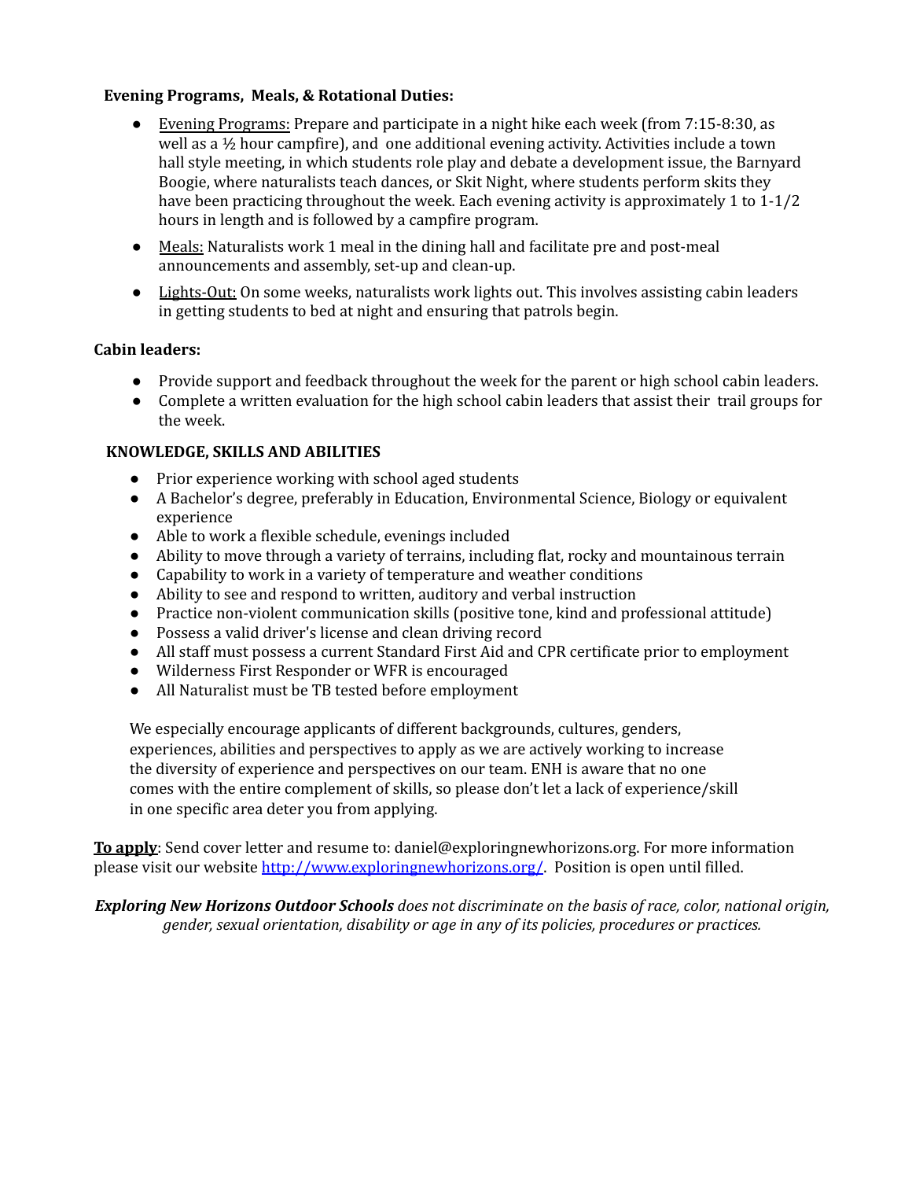**Evening Programs, Meals, & Rotational Duties:**

- Evening Programs: Prepare and participate in a night hike each week (from 7:15-8:30, as well as a ½ hour campfire), and one additional evening activity. Activities include a town hall style meeting, in which students role play and debate a development issue, the Barnyard Boogie, where naturalists teach dances, or Skit Night, where students perform skits they have been practicing throughout the week. Each evening activity is approximately 1 to 1-1/2 hours in length and is followed by a campfire program.
- Meals: Naturalists work 1 meal in the dining hall and facilitate pre and post-meal announcements and assembly, set-up and clean-up.
- Lights-Out: On some weeks, naturalists work lights out. This involves assisting cabin leaders in getting students to bed at night and ensuring that patrols begin.

**Cabin leaders:**

- Provide support and feedback throughout the week for the parent or high school cabin leaders.
- Complete a written evaluation for the high school cabin leaders that assist their trail groups for the week.

**KNOWLEDGE, SKILLS AND ABILITIES**

- Prior experience working with school aged students
- A Bachelor's degree, preferably in Education, Environmental Science, Biology or equivalent experience
- Able to work a flexible schedule, evenings included
- Ability to move through a variety of terrains, including flat, rocky and mountainous terrain
- Capability to work in a variety of temperature and weather conditions
- Ability to see and respond to written, auditory and verbal instruction
- Practice non-violent communication skills (positive tone, kind and professional attitude)
- Possess a valid driver's license and clean driving record
- All staff must possess a current Standard First Aid and CPR certificate prior to employment
- Wilderness First Responder or WFR is encouraged
- All Naturalist must be TB tested before employment

We especially encourage applicants of different backgrounds, cultures, genders, experiences, abilities and perspectives to apply as we are actively working to increase the diversity of experience and perspectives on our team. ENH is aware that no one comes with the entire complement of skills, so please don't let a lack of experience/skill in one specific area deter you from applying.

**To apply**: Send cover letter and resume to: daniel@exploringnewhorizons.org. For more information please visit our website http://www.exploringnewhorizons.org/. Position is open until filled.

***Exploring New Horizons Outdoor Schools*** *does not discriminate on the basis of race, color, national origin, gender, sexual orientation, disability or age in any of its policies, procedures or practices.*